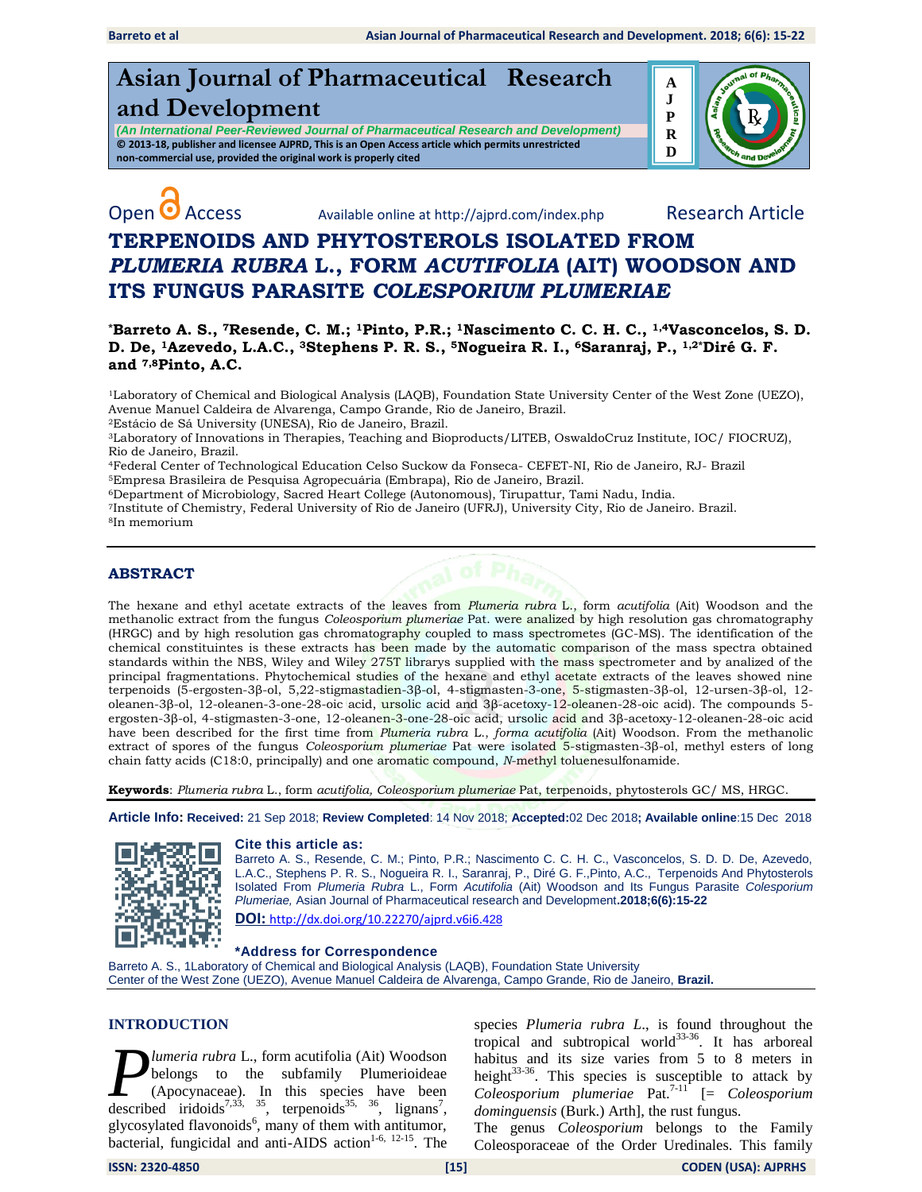# Asian Journal of Pharmaceutical Research and Development

*(An International Peer-Reviewed Journal of Pharmaceutical Research and Development)*

**© 2013-18, publisher and licensee AJPRD, This is an Open Access article which permits unrestricted non-commercial use, provided the original work is properly cited**

Open Access Available online at http://ajprd.com/index.php Research Article

# TERPENOIDS AND PHYTOSTEROLS ISOLATED FROM *PLUMERIA RUBRA* L., FORM *ACUTIFOLIA* (AIT) WOODSON AND ITS FUNGUS PARASITE *COLESPORIUM PLUMERIAE*

**[*]Barreto A. S., [7]Resende, C. M.; [1]Pinto, P.R.; [1]Nascimento C. C. H. C., [1,4]Vasconcelos, S. D. D. De, [1]Azevedo, L.A.C., [3]Stephens P. R. S., [5]Nogueira R. I., [6]Saranraj, P., [1,2*]Diré G. F. and [7,8]Pinto, A.C.**

[1]Laboratory of Chemical and Biological Analysis (LAQB), Foundation State University Center of the West Zone (UEZO), Avenue Manuel Caldeira de Alvarenga, Campo Grande, Rio de Janeiro, Brazil.

[2]Estácio de Sá University (UNESA), Rio de Janeiro, Brazil.

[3]Laboratory of Innovations in Therapies, Teaching and Bioproducts/LITEB, OswaldoCruz Institute, IOC/ FIOCRUZ), Rio de Janeiro, Brazil.

[4]Federal Center of Technological Education Celso Suckow da Fonseca- CEFET-NI, Rio de Janeiro, RJ- Brazil

[5]Empresa Brasileira de Pesquisa Agropecuária (Embrapa), Rio de Janeiro, Brazil.

[6]Department of Microbiology, Sacred Heart College (Autonomous), Tirupattur, Tami Nadu, India.

[7]Institute of Chemistry, Federal University of Rio de Janeiro (UFRJ), University City, Rio de Janeiro. Brazil.

[8]In memorium

## ABSTRACT

The hexane and ethyl acetate extracts of the leaves from *Plumeria rubra* L., form *acutifolia* (Ait) Woodson and the methanolic extract from the fungus *Coleosporium plumeriae* Pat. were analized by high resolution gas chromatography (HRGC) and by high resolution gas chromatography coupled to mass spectrometes (GC-MS). The identification of the chemical constituintes is these extracts has been made by the automatic comparison of the mass spectra obtained standards within the NBS, Wiley and Wiley 275T librarys supplied with the mass spectrometer and by analized of the principal fragmentations. Phytochemical studies of the hexane and ethyl acetate extracts of the leaves showed nine terpenoids (5-ergosten-3β-ol, 5,22-stigmastadien-3β-ol, 4-stigmasten-3-one, 5-stigmasten-3β-ol, 12-ursen-3β-ol, 12-oleanen-3β-ol, 12-oleanen-3-one-28-oic acid, ursolic acid and 3β-acetoxy-12-oleanen-28-oic acid). The compounds 5-ergosten-3β-ol, 4-stigmasten-3-one, 12-oleanen-3-one-28-oic acid, ursolic acid and 3β-acetoxy-12-oleanen-28-oic acid have been described for the first time from *Plumeria rubra* L., *forma acutifolia* (Ait) Woodson. From the methanolic extract of spores of the fungus *Coleosporium plumeriae* Pat were isolated 5-stigmasten-3β-ol, methyl esters of long chain fatty acids (C18:0, principally) and one aromatic compound, *N*-methyl toluenesulfonamide.

**Keywords**: *Plumeria rubra* L., form *acutifolia, Coleosporium plumeriae* Pat, terpenoids, phytosterols GC/ MS, HRGC.

**Article Info: Received:** 21 Sep 2018; **Review Completed**: 14 Nov 2018; **Accepted:**02 Dec 2018**; Available online**:15 Dec 2018

**Cite this article as:**

Barreto A. S., Resende, C. M.; Pinto, P.R.; Nascimento C. C. H. C., Vasconcelos, S. D. D. De, Azevedo, L.A.C., Stephens P. R. S., Nogueira R. I., Saranraj, P., Diré G. F.,Pinto, A.C., Terpenoids And Phytosterols Isolated From *Plumeria Rubra* L., Form *Acutifolia* (Ait) Woodson and Its Fungus Parasite *Colesporium Plumeriae,* Asian Journal of Pharmaceutical research and Development**.2018;6(6):15-22**

**DOI:** http://dx.doi.org/10.22270/ajprd.v6i6.428

**\*Address for Correspondence**

Barreto A. S., 1Laboratory of Chemical and Biological Analysis (LAQB), Foundation State University Center of the West Zone (UEZO), Avenue Manuel Caldeira de Alvarenga, Campo Grande, Rio de Janeiro, **Brazil.**

## INTRODUCTION

*Plumeria rubra* L., form acutifolia (Ait) Woodson belongs to the subfamily Plumerioideae (Apocynaceae). In this species have been described iridoids[7,33, 35], terpenoids[35, 36], lignans[7], glycosylated flavonoids[6], many of them with antitumor, bacterial, fungicidal and anti-AIDS action[1-6, 12-15]. The species *Plumeria rubra L.*, is found throughout the tropical and subtropical world[33-36]. It has arboreal habitus and its size varies from 5 to 8 meters in height[33-36]. This species is susceptible to attack by *Coleosporium plumeriae* Pat.[7-11] [= *Coleosporium dominguensis* (Burk.) Arth], the rust fungus.

The genus *Coleosporium* belongs to the Family Coleosporaceae of the Order Uredinales. This family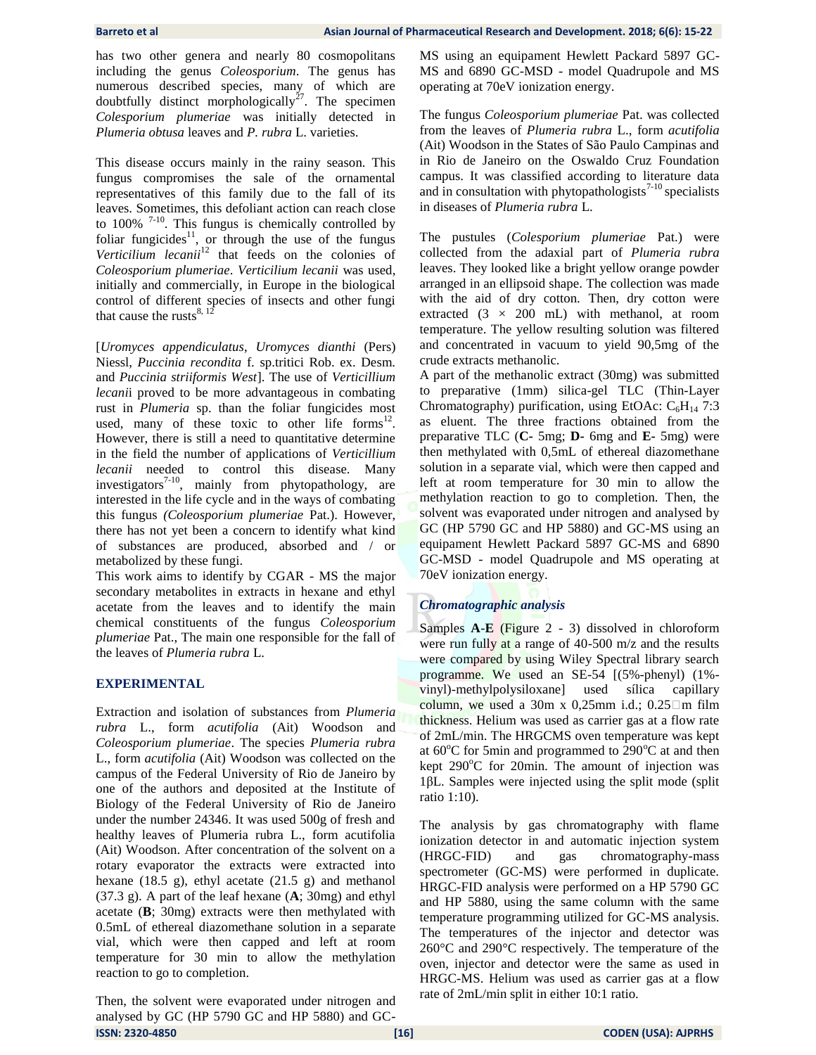has two other genera and nearly 80 cosmopolitans including the genus *Coleosporium*. The genus has numerous described species, many of which are doubtfully distinct morphologically[27]. The specimen *Colesporium plumeriae* was initially detected in *Plumeria obtusa* leaves and *P. rubra* L. varieties.

This disease occurs mainly in the rainy season. This fungus compromises the sale of the ornamental representatives of this family due to the fall of its leaves. Sometimes, this defoliant action can reach close to 100% [7-10]. This fungus is chemically controlled by foliar fungicides[11], or through the use of the fungus *Verticilium lecanii*[12] that feeds on the colonies of *Coleosporium plumeriae*. *Verticilium lecanii* was used, initially and commercially, in Europe in the biological control of different species of insects and other fungi that cause the rusts[8, 12]

[*Uromyces appendiculatus*, *Uromyces dianthi* (Pers) Niessl, *Puccinia recondita* f. sp.tritici Rob. ex. Desm. and *Puccinia striiformis West*]. The use of *Verticillium lecani*i proved to be more advantageous in combating rust in *Plumeria* sp. than the foliar fungicides most used, many of these toxic to other life forms[12]. However, there is still a need to quantitative determine in the field the number of applications of *Verticillium lecanii* needed to control this disease. Many investigators[7-10], mainly from phytopathology, are interested in the life cycle and in the ways of combating this fungus *(Coleosporium plumeriae* Pat.). However, there has not yet been a concern to identify what kind of substances are produced, absorbed and / or metabolized by these fungi.

This work aims to identify by CGAR - MS the major secondary metabolites in extracts in hexane and ethyl acetate from the leaves and to identify the main chemical constituents of the fungus *Coleosporium plumeriae* Pat., The main one responsible for the fall of the leaves of *Plumeria rubra* L.

## EXPERIMENTAL

Extraction and isolation of substances from *Plumeria rubra* L., form *acutifolia* (Ait) Woodson and *Coleosporium plumeriae*. The species *Plumeria rubra* L., form *acutifolia* (Ait) Woodson was collected on the campus of the Federal University of Rio de Janeiro by one of the authors and deposited at the Institute of Biology of the Federal University of Rio de Janeiro under the number 24346. It was used 500g of fresh and healthy leaves of Plumeria rubra L., form acutifolia (Ait) Woodson. After concentration of the solvent on a rotary evaporator the extracts were extracted into hexane (18.5 g), ethyl acetate (21.5 g) and methanol (37.3 g). A part of the leaf hexane (**A**; 30mg) and ethyl acetate (**B**; 30mg) extracts were then methylated with 0.5mL of ethereal diazomethane solution in a separate vial, which were then capped and left at room temperature for 30 min to allow the methylation reaction to go to completion.

Then, the solvent were evaporated under nitrogen and analysed by GC (HP 5790 GC and HP 5880) and GC-MS using an equipament Hewlett Packard 5897 GC-MS and 6890 GC-MSD - model Quadrupole and MS operating at 70eV ionization energy.

The fungus *Coleosporium plumeriae* Pat. was collected from the leaves of *Plumeria rubra* L., form *acutifolia* (Ait) Woodson in the States of São Paulo Campinas and in Rio de Janeiro on the Oswaldo Cruz Foundation campus. It was classified according to literature data and in consultation with phytopathologists[7-10] specialists in diseases of *Plumeria rubra* L.

The pustules (*Colesporium plumeriae* Pat.) were collected from the adaxial part of *Plumeria rubra* leaves. They looked like a bright yellow orange powder arranged in an ellipsoid shape. The collection was made with the aid of dry cotton. Then, dry cotton were extracted (3 × 200 mL) with methanol, at room temperature. The yellow resulting solution was filtered and concentrated in vacuum to yield 90,5mg of the crude extracts methanolic.

A part of the methanolic extract (30mg) was submitted to preparative (1mm) silica-gel TLC (Thin-Layer Chromatography) purification, using EtOAc: $C_6H_{14}$ 7:3 as eluent. The three fractions obtained from the preparative TLC (**C-** 5mg; **D-** 6mg and **E-** 5mg) were then methylated with 0,5mL of ethereal diazomethane solution in a separate vial, which were then capped and left at room temperature for 30 min to allow the methylation reaction to go to completion. Then, the solvent was evaporated under nitrogen and analysed by GC (HP 5790 GC and HP 5880) and GC-MS using an equipament Hewlett Packard 5897 GC-MS and 6890 GC-MSD - model Quadrupole and MS operating at 70eV ionization energy.

### *Chromatographic analysis*

Samples **A-E** (Figure 2 - 3) dissolved in chloroform were run fully at a range of 40-500 m/z and the results were compared by using Wiley Spectral library search programme. We used an SE-54 [(5%-phenyl) (1%-vinyl)-methylpolysiloxane] used sílica capillary column, we used a 30m x 0,25mm i.d.; 0.25 μm film thickness. Helium was used as carrier gas at a flow rate of 2mL/min. The HRGCMS oven temperature was kept at 60°C for 5min and programmed to 290°C at and then kept 290°C for 20min. The amount of injection was 1βL. Samples were injected using the split mode (split ratio 1:10).

The analysis by gas chromatography with flame ionization detector in and automatic injection system (HRGC-FID) and gas chromatography-mass spectrometer (GC-MS) were performed in duplicate. HRGC-FID analysis were performed on a HP 5790 GC and HP 5880, using the same column with the same temperature programming utilized for GC-MS analysis. The temperatures of the injector and detector was 260°C and 290°C respectively. The temperature of the oven, injector and detector were the same as used in HRGC-MS. Helium was used as carrier gas at a flow rate of 2mL/min split in either 10:1 ratio.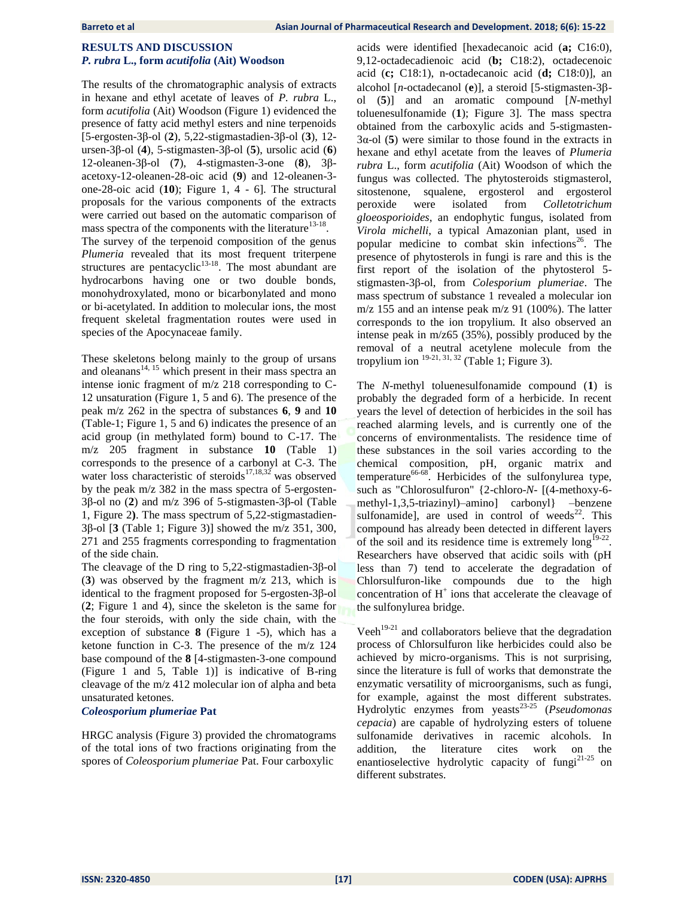## RESULTS AND DISCUSSION

### *P. rubra* L., form *acutifolia* (Ait) Woodson

The results of the chromatographic analysis of extracts in hexane and ethyl acetate of leaves of *P. rubra* L., form *acutifolia* (Ait) Woodson (Figure 1) evidenced the presence of fatty acid methyl esters and nine terpenoids [5-ergosten-3β-ol (**2**), 5,22-stigmastadien-3β-ol (**3**), 12-ursen-3β-ol (**4**), 5-stigmasten-3β-ol (**5**), ursolic acid (**6**) 12-oleanen-3β-ol (**7**), 4-stigmasten-3-one (**8**), 3β-acetoxy-12-oleanen-28-oic acid (**9**) and 12-oleanen-3-one-28-oic acid (**10**); Figure 1, 4 - 6]. The structural proposals for the various components of the extracts were carried out based on the automatic comparison of mass spectra of the components with the literature[13-18].

The survey of the terpenoid composition of the genus *Plumeria* revealed that its most frequent triterpene structures are pentacyclic[13-18]. The most abundant are hydrocarbons having one or two double bonds, monohydroxylated, mono or bicarbonylated and mono or bi-acetylated. In addition to molecular ions, the most frequent skeletal fragmentation routes were used in species of the Apocynaceae family.

These skeletons belong mainly to the group of ursans and oleanans[14, 15] which present in their mass spectra an intense ionic fragment of m/z 218 corresponding to C-12 unsaturation (Figure 1, 5 and 6). The presence of the peak m/z 262 in the spectra of substances **6**, **9** and **10** (Table-1; Figure 1, 5 and 6) indicates the presence of an acid group (in methylated form) bound to C-17. The m/z 205 fragment in substance **10** (Table 1) corresponds to the presence of a carbonyl at C-3. The water loss characteristic of steroids[17,18,32] was observed by the peak m/z 382 in the mass spectra of 5-ergosten-3β-ol no (**2**) and m/z 396 of 5-stigmasten-3β-ol (Table 1, Figure 2**)**. The mass spectrum of 5,22-stigmastadien-3β-ol [**3** (Table 1; Figure 3)] showed the m/z 351, 300, 271 and 255 fragments corresponding to fragmentation of the side chain.

The cleavage of the D ring to 5,22-stigmastadien-3β-ol (**3**) was observed by the fragment m/z 213, which is identical to the fragment proposed for 5-ergosten-3β-ol (**2**; Figure 1 and 4), since the skeleton is the same for the four steroids, with only the side chain, with the exception of substance **8** (Figure 1 -5), which has a ketone function in C-3. The presence of the m/z 124 base compound of the **8** [4-stigmasten-3-one compound (Figure 1 and 5, Table 1)] is indicative of B-ring cleavage of the m/z 412 molecular ion of alpha and beta unsaturated ketones.

### *Coleosporium plumeriae* Pat

HRGC analysis (Figure 3) provided the chromatograms of the total ions of two fractions originating from the spores of *Coleosporium plumeriae* Pat. Four carboxylic acids were identified [hexadecanoic acid (**a;** C16:0), 9,12-octadecadienoic acid (**b;** C18:2), octadecenoic acid (**c;** C18:1), n-octadecanoic acid (**d;** C18:0)], an alcohol [*n*-octadecanol (**e**)], a steroid [5-stigmasten-3β-ol (**5**)] and an aromatic compound [*N*-methyl toluenesulfonamide (**1**); Figure 3]. The mass spectra obtained from the carboxylic acids and 5-stigmasten-3α-ol (**5**) were similar to those found in the extracts in hexane and ethyl acetate from the leaves of *Plumeria rubra* L., form *acutifolia* (Ait) Woodson of which the fungus was collected. The phytosteroids stigmasterol, sitostenone, squalene, ergosterol and ergosterol peroxide were isolated from *Colletotrichum gloeosporioides*, an endophytic fungus, isolated from *Virola michelli*, a typical Amazonian plant, used in popular medicine to combat skin infections[26]. The presence of phytosterols in fungi is rare and this is the first report of the isolation of the phytosterol 5-stigmasten-3β-ol, from *Colesporium plumeriae*. The mass spectrum of substance 1 revealed a molecular ion m/z 155 and an intense peak m/z 91 (100%). The latter corresponds to the ion tropylium. It also observed an intense peak in m/z65 (35%), possibly produced by the removal of a neutral acetylene molecule from the tropylium ion [19-21, 31, 32] (Table 1; Figure 3).

The *N*-methyl toluenesulfonamide compound (**1**) is probably the degraded form of a herbicide. In recent years the level of detection of herbicides in the soil has reached alarming levels, and is currently one of the concerns of environmentalists. The residence time of these substances in the soil varies according to the chemical composition, pH, organic matrix and temperature[66-68]. Herbicides of the sulfonylurea type, such as "Chlorosulfuron" {2-chloro-*N*- [(4-methoxy-6-methyl-1,3,5-triazinyl)–amino] carbonyl} –benzene sulfonamide], are used in control of weeds[22]. This compound has already been detected in different layers of the soil and its residence time is extremely long[19-22]. Researchers have observed that acidic soils with (pH less than 7) tend to accelerate the degradation of Chlorsulfuron-like compounds due to the high concentration of $H^+$ ions that accelerate the cleavage of the sulfonylurea bridge.

Veeh[19-21] and collaborators believe that the degradation process of Chlorsulfuron like herbicides could also be achieved by micro-organisms. This is not surprising, since the literature is full of works that demonstrate the enzymatic versatility of microorganisms, such as fungi, for example, against the most different substrates. Hydrolytic enzymes from yeasts[23-25] (*Pseudomonas cepacia*) are capable of hydrolyzing esters of toluene sulfonamide derivatives in racemic alcohols. In addition, the literature cites work on the enantioselective hydrolytic capacity of fungi[21-25] on different substrates.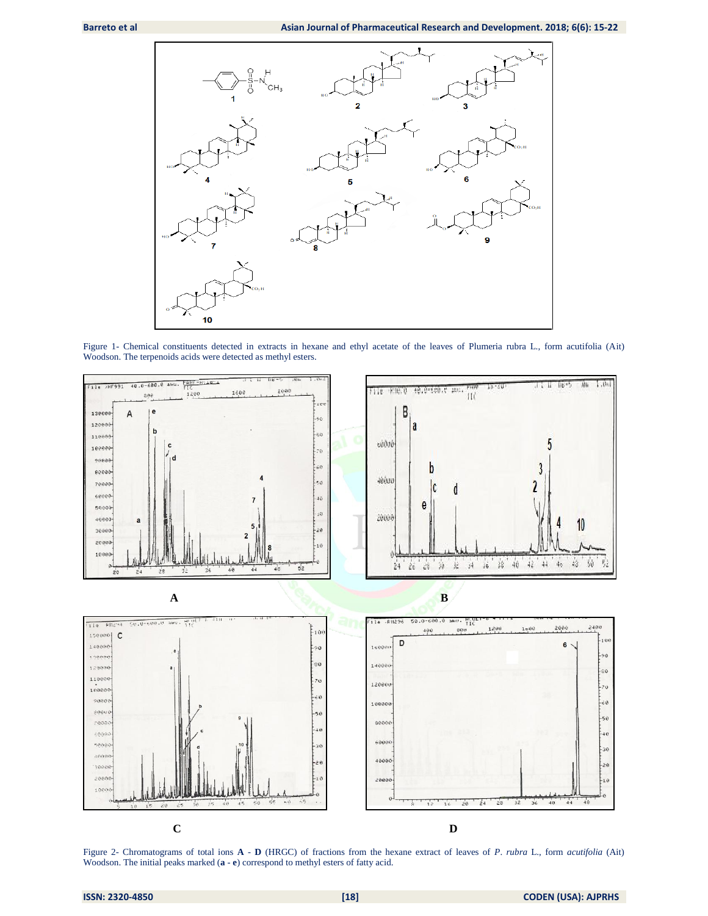Figure 1- Chemical constituents detected in extracts in hexane and ethyl acetate of the leaves of Plumeria rubra L., form acutifolia (Ait) Woodson. The terpenoids acids were detected as methyl esters.

Figure 2- Chromatograms of total ions **A** - **D** (HRGC) of fractions from the hexane extract of leaves of *P*. *rubra* L., form *acutifolia* (Ait) Woodson. The initial peaks marked (**a** - **e**) correspond to methyl esters of fatty acid.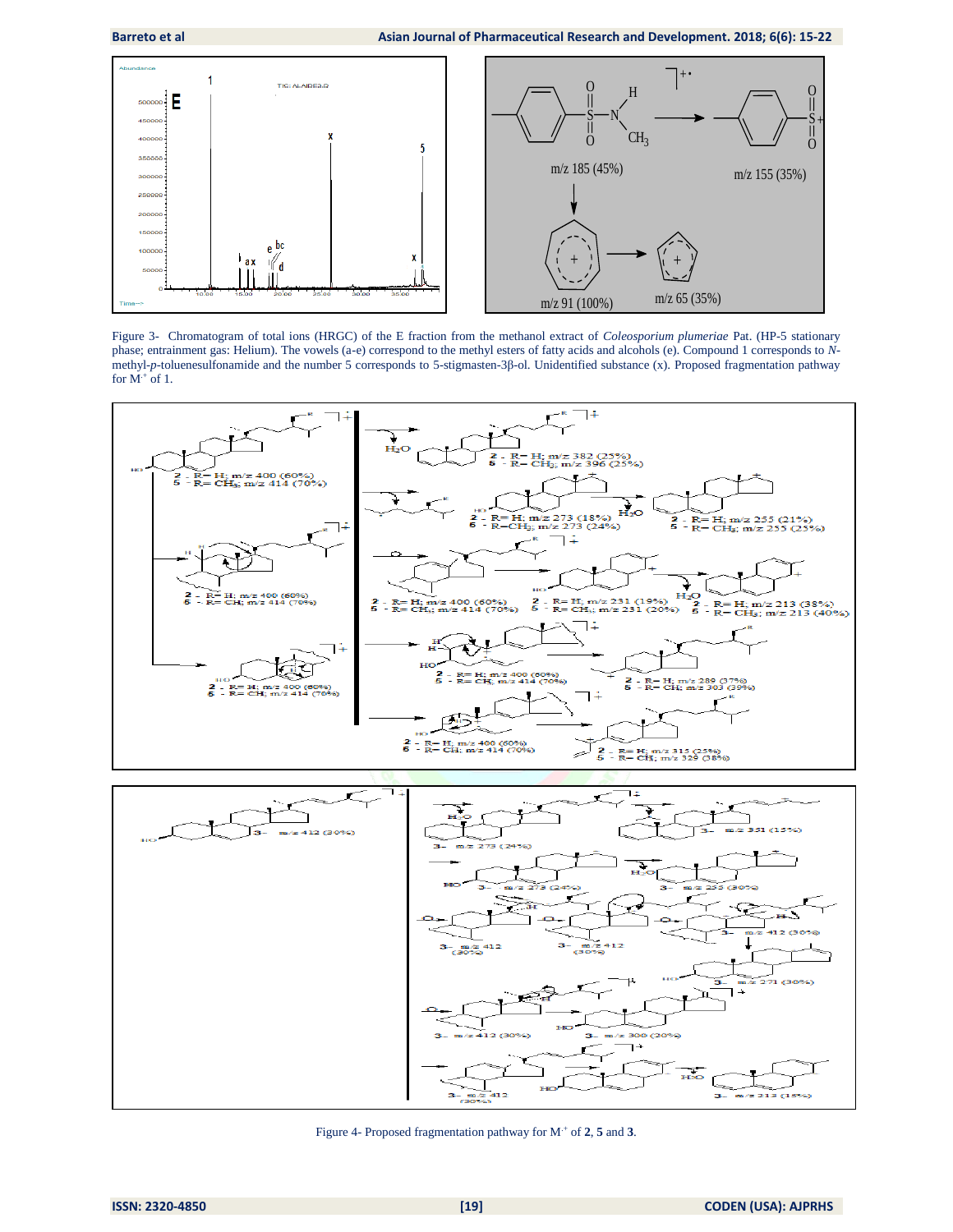Figure 3- Chromatogram of total ions (HRGC) of the E fraction from the methanol extract of *Coleosporium plumeriae* Pat. (HP-5 stationary phase; entrainment gas: Helium). The vowels (a-e) correspond to the methyl esters of fatty acids and alcohols (e). Compound 1 corresponds to *N*-methyl-*p*-toluenesulfonamide and the number 5 corresponds to 5-stigmasten-3β-ol. Unidentified substance (x). Proposed fragmentation pathway for $M^{+}$ of 1.

Figure 4- Proposed fragmentation pathway for $M^{\cdot+}$ of **2**, **5** and **3**.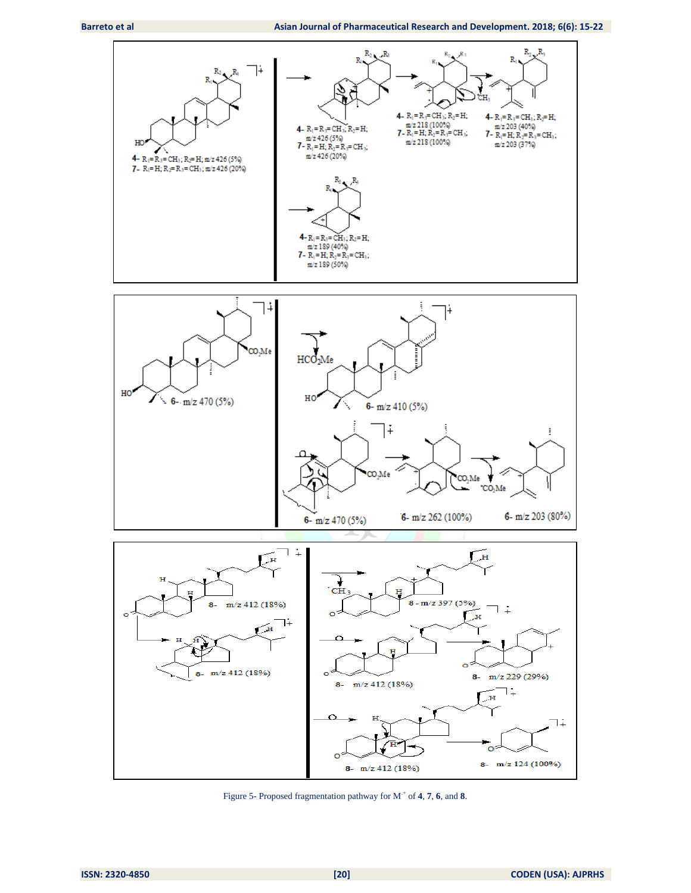Figure 5- Proposed fragmentation pathway for $M^{+\cdot}$ of **4**, **7**, **6**, and **8**.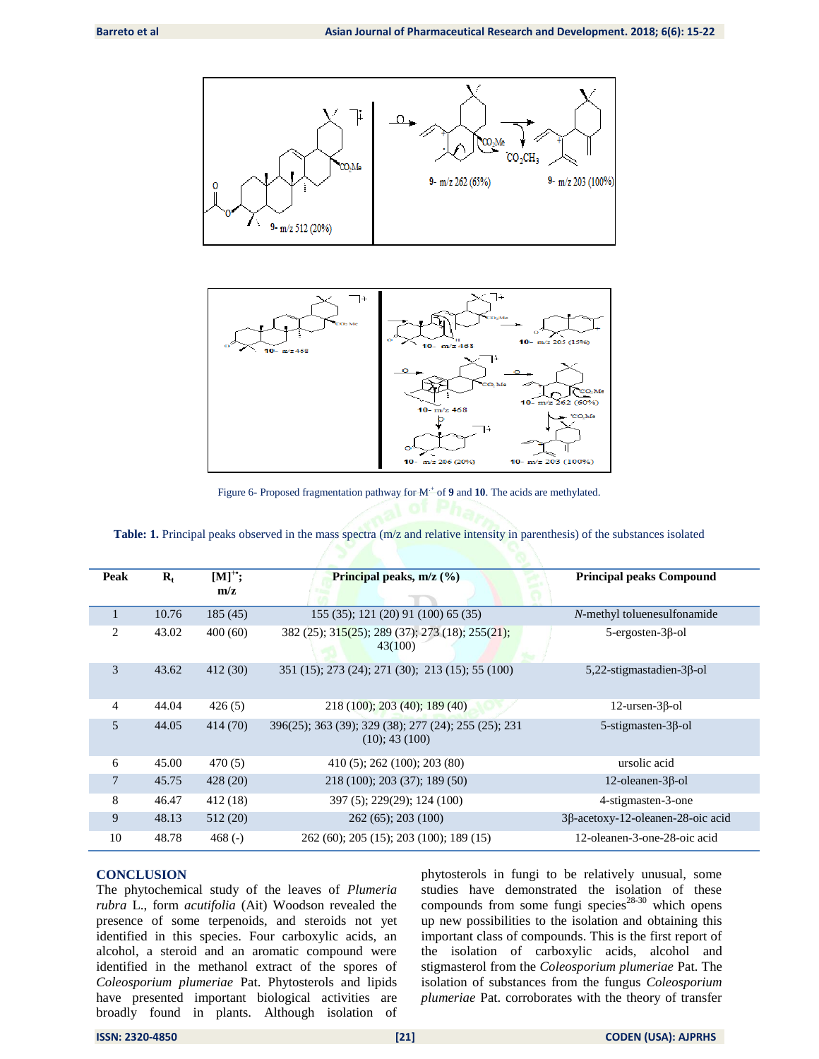Figure 6- Proposed fragmentation pathway for $M^{+}$ of **9** and **10**. The acids are methylated.

**Table: 1.** Principal peaks observed in the mass spectra (m/z and relative intensity in parenthesis) of the substances isolated

| Peak | $R_t$ | $[M]^{+\cdot}$; m/z | Principal peaks, m/z (%) | Principal peaks Compound |
|---|---|---|---|---|
| 1 | 10.76 | 185 (45) | 155 (35); 121 (20) 91 (100) 65 (35) | *N*-methyl toluenesulfonamide |
| 2 | 43.02 | 400 (60) | 382 (25); 315(25); 289 (37); 273 (18); 255(21); 43(100) | 5-ergosten-3β-ol |
| 3 | 43.62 | 412 (30) | 351 (15); 273 (24); 271 (30); 213 (15); 55 (100) | 5,22-stigmastadien-3β-ol |
| 4 | 44.04 | 426 (5) | 218 (100); 203 (40); 189 (40) | 12-ursen-3β-ol |
| 5 | 44.05 | 414 (70) | 396(25); 363 (39); 329 (38); 277 (24); 255 (25); 231 (10); 43 (100) | 5-stigmasten-3β-ol |
| 6 | 45.00 | 470 (5) | 410 (5); 262 (100); 203 (80) | ursolic acid |
| 7 | 45.75 | 428 (20) | 218 (100); 203 (37); 189 (50) | 12-oleanen-3β-ol |
| 8 | 46.47 | 412 (18) | 397 (5); 229(29); 124 (100) | 4-stigmasten-3-one |
| 9 | 48.13 | 512 (20) | 262 (65); 203 (100) | 3β-acetoxy-12-oleanen-28-oic acid |
| 10 | 48.78 | 468 (-) | 262 (60); 205 (15); 203 (100); 189 (15) | 12-oleanen-3-one-28-oic acid |

## CONCLUSION

The phytochemical study of the leaves of *Plumeria rubra* L., form *acutifolia* (Ait) Woodson revealed the presence of some terpenoids, and steroids not yet identified in this species. Four carboxylic acids, an alcohol, a steroid and an aromatic compound were identified in the methanol extract of the spores of *Coleosporium plumeriae* Pat. Phytosterols and lipids have presented important biological activities are broadly found in plants. Although isolation of phytosterols in fungi to be relatively unusual, some studies have demonstrated the isolation of these compounds from some fungi species[28-30] which opens up new possibilities to the isolation and obtaining this important class of compounds. This is the first report of the isolation of carboxylic acids, alcohol and stigmasterol from the *Coleosporium plumeriae* Pat. The isolation of substances from the fungus *Coleosporium plumeriae* Pat. corroborates with the theory of transfer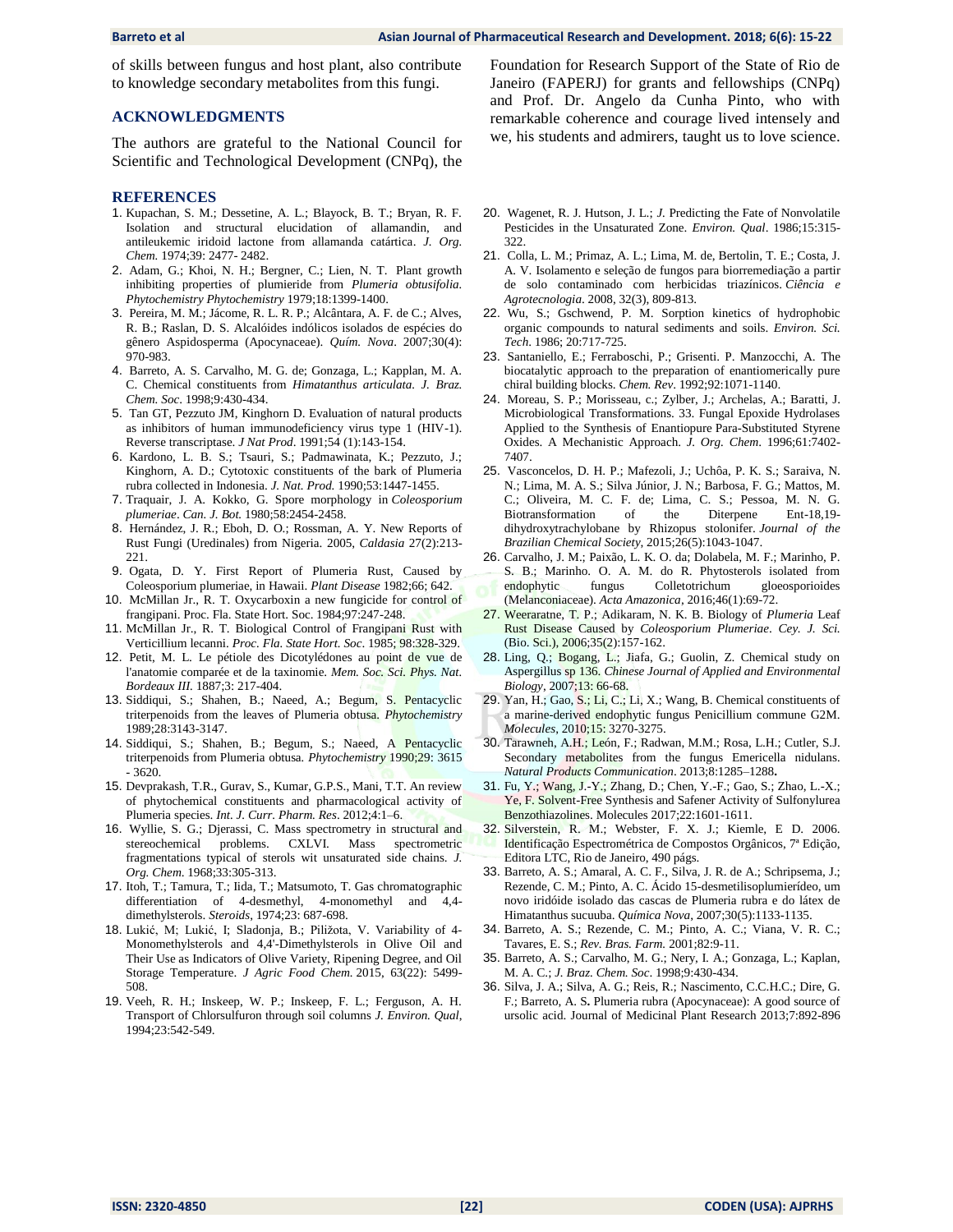of skills between fungus and host plant, also contribute to knowledge secondary metabolites from this fungi.

## ACKNOWLEDGMENTS

The authors are grateful to the National Council for Scientific and Technological Development (CNPq), the Foundation for Research Support of the State of Rio de Janeiro (FAPERJ) for grants and fellowships (CNPq) and Prof. Dr. Angelo da Cunha Pinto, who with remarkable coherence and courage lived intensely and we, his students and admirers, taught us to love science.

## REFERENCES

1. Kupachan, S. M.; Dessetine, A. L.; Blayock, B. T.; Bryan, R. F. Isolation and structural elucidation of allamandin, and antileukemic iridoid lactone from allamanda catártica. *J. Org. Chem.* 1974;39: 2477- 2482.
2. Adam, G.; Khoi, N. H.; Bergner, C.; Lien, N. T. Plant growth inhibiting properties of plumieride from *Plumeria obtusifolia. Phytochemistry Phytochemistry* 1979;18:1399-1400.
3. Pereira, M. M.; Jácome, R. L. R. P.; Alcântara, A. F. de C.; Alves, R. B.; Raslan, D. S. Alcalóides indólicos isolados de espécies do gênero Aspidosperma (Apocynaceae). *Quím. Nova*. 2007;30(4): 970-983.
4. Barreto, A. S. Carvalho, M. G. de; Gonzaga, L.; Kapplan, M. A. C. Chemical constituents from *Himatanthus articulata. J. Braz. Chem. Soc*. 1998;9:430-434.
5. Tan GT, Pezzuto JM, Kinghorn D. Evaluation of natural products as inhibitors of human immunodeficiency virus type 1 (HIV-1). Reverse transcriptase. *J Nat Prod*. 1991;54 (1):143-154.
6. Kardono, L. B. S.; Tsauri, S.; Padmawinata, K.; Pezzuto, J.; Kinghorn, A. D.; Cytotoxic constituents of the bark of Plumeria rubra collected in Indonesia. *J. Nat. Prod.* 1990;53:1447-1455.
7. Traquair, J. A. Kokko, G. Spore morphology in *Coleosporium plumeriae*. *Can. J. Bot.* 1980;58:2454-2458.
8. Hernández, J. R.; Eboh, D. O.; Rossman, A. Y. New Reports of Rust Fungi (Uredinales) from Nigeria. 2005, *Caldasia* 27(2):213-221.
9. Ogata, D. Y. First Report of Plumeria Rust, Caused by Coleosporium plumeriae, in Hawaii. *Plant Disease* 1982;66; 642.
10. McMillan Jr., R. T. Oxycarboxin a new fungicide for control of frangipani. Proc. Fla. State Hort. Soc. 1984;97:247-248.
11. McMillan Jr., R. T. Biological Control of Frangipani Rust with Verticillium lecanni. *Proc. Fla. State Hort. Soc*. 1985; 98:328-329.
12. Petit, M. L. Le pétiole des Dicotylédones au point de vue de l'anatomie comparée et de la taxinomie. *Mem. Soc. Sci. Phys. Nat. Bordeaux III*. 1887;3: 217-404.
13. Siddiqui, S.; Shahen, B.; Naeed, A.; Begum, S. Pentacyclic triterpenoids from the leaves of Plumeria obtusa. *Phytochemistry* 1989;28:3143-3147.
14. Siddiqui, S.; Shahen, B.; Begum, S.; Naeed, A Pentacyclic triterpenoids from Plumeria obtusa. *Phytochemistry* 1990;29: 3615 - 3620.
15. Devprakash, T.R., Gurav, S., Kumar, G.P.S., Mani, T.T. An review of phytochemical constituents and pharmacological activity of Plumeria species. *Int. J. Curr. Pharm. Res*. 2012;4:1–6.
16. Wyllie, S. G.; Djerassi, C. Mass spectrometry in structural and stereochemical problems. CXLVI. Mass spectrometric fragmentations typical of sterols wit unsaturated side chains. *J. Org. Chem*. 1968;33:305-313.
17. Itoh, T.; Tamura, T.; Iida, T.; Matsumoto, T. Gas chromatographic differentiation of 4-desmethyl, 4-monomethyl and 4,4-dimethylsterols. *Steroids*, 1974;23: 687-698.
18. Lukić, M; Lukić, I; Sladonja, B.; Piližota, V. Variability of 4-Monomethylsterols and 4,4'-Dimethylsterols in Olive Oil and Their Use as Indicators of Olive Variety, Ripening Degree, and Oil Storage Temperature. *J Agric Food Chem*. 2015, 63(22): 5499-508.
19. Veeh, R. H.; Inskeep, W. P.; Inskeep, F. L.; Ferguson, A. H. Transport of Chlorsulfuron through soil columns *J. Environ. Qual*, 1994;23:542-549.
20. Wagenet, R. J. Hutson, J. L.; *J*. Predicting the Fate of Nonvolatile Pesticides in the Unsaturated Zone. *Environ. Qual*. 1986;15:315-322.
21. Colla, L. M.; Primaz, A. L.; Lima, M. de, Bertolin, T. E.; Costa, J. A. V. Isolamento e seleção de fungos para biorremediação a partir de solo contaminado com herbicidas triazínicos. *Ciência e Agrotecnologia*. 2008, 32(3), 809-813.
22. Wu, S.; Gschwend, P. M. Sorption kinetics of hydrophobic organic compounds to natural sediments and soils. *Environ. Sci. Tech*. 1986; 20:717-725.
23. Santaniello, E.; Ferraboschi, P.; Grisenti. P. Manzocchi, A. The biocatalytic approach to the preparation of enantiomerically pure chiral building blocks. *Chem. Rev*. 1992;92:1071-1140.
24. Moreau, S. P.; Morisseau, c.; Zylber, J.; Archelas, A.; Baratti, J. Microbiological Transformations. 33. Fungal Epoxide Hydrolases Applied to the Synthesis of Enantiopure Para-Substituted Styrene Oxides. A Mechanistic Approach. *J. Org. Chem*. 1996;61:7402-7407.
25. Vasconcelos, D. H. P.; Mafezoli, J.; Uchôa, P. K. S.; Saraiva, N. N.; Lima, M. A. S.; Silva Júnior, J. N.; Barbosa, F. G.; Mattos, M. C.; Oliveira, M. C. F. de; Lima, C. S.; Pessoa, M. N. G. Biotransformation of the Diterpene Ent-18,19-dihydroxytrachylobane by Rhizopus stolonifer. *Journal of the Brazilian Chemical Society*, 2015;26(5):1043-1047.
26. Carvalho, J. M.; Paixão, L. K. O. da; Dolabela, M. F.; Marinho, P. S. B.; Marinho. O. A. M. do R. Phytosterols isolated from endophytic fungus Colletotrichum gloeosporioides (Melanconiaceae). *Acta Amazonica*, 2016;46(1):69-72.
27. Weeraratne, T. P.; Adikaram, N. K. B. Biology of *Plumeria* Leaf Rust Disease Caused by *Coleosporium Plumeriae*. *Cey. J. Sci.* (Bio. Sci.), 2006;35(2):157-162.
28. Ling, Q.; Bogang, L.; Jiafa, G.; Guolin, Z. Chemical study on Aspergillus sp 136. *Chinese Journal of Applied and Environmental Biology*, 2007;13: 66-68.
29. Yan, H.; Gao, S.; Li, C.; Li, X.; Wang, B. Chemical constituents of a marine-derived endophytic fungus Penicillium commune G2M. *Molecules*, 2010;15: 3270-3275.
30. Tarawneh, A.H.; León, F.; Radwan, M.M.; Rosa, L.H.; Cutler, S.J. Secondary metabolites from the fungus Emericella nidulans. *Natural Products Communication*. 2013;8:1285–1288**.**
31. Fu, Y.; Wang, J.-Y.; Zhang, D.; Chen, Y.-F.; Gao, S.; Zhao, L.-X.; Ye, F. Solvent-Free Synthesis and Safener Activity of Sulfonylurea Benzothiazolines. Molecules 2017;22:1601-1611.
32. Silverstein, R. M.; Webster, F. X. J.; Kiemle, E D. 2006. Identificação Espectrométrica de Compostos Orgânicos, 7ª Edição, Editora LTC, Rio de Janeiro, 490 págs.
33. Barreto, A. S.; Amaral, A. C. F., Silva, J. R. de A.; Schripsema, J.; Rezende, C. M.; Pinto, A. C. Ácido 15-desmetilisoplumierídeo, um novo iridóide isolado das cascas de Plumeria rubra e do látex de Himatanthus sucuuba. *Química Nova*, 2007;30(5):1133-1135.
34. Barreto, A. S.; Rezende, C. M.; Pinto, A. C.; Viana, V. R. C.; Tavares, E. S.; *Rev. Bras. Farm.* 2001;82:9-11.
35. Barreto, A. S.; Carvalho, M. G.; Nery, I. A.; Gonzaga, L.; Kaplan, M. A. C.; *J. Braz. Chem. Soc*. 1998;9:430-434.
36. Silva, J. A.; Silva, A. G.; Reis, R.; Nascimento, C.C.H.C.; Dire, G. F.; Barreto, A. S**.** Plumeria rubra (Apocynaceae): A good source of ursolic acid. Journal of Medicinal Plant Research 2013;7:892-896